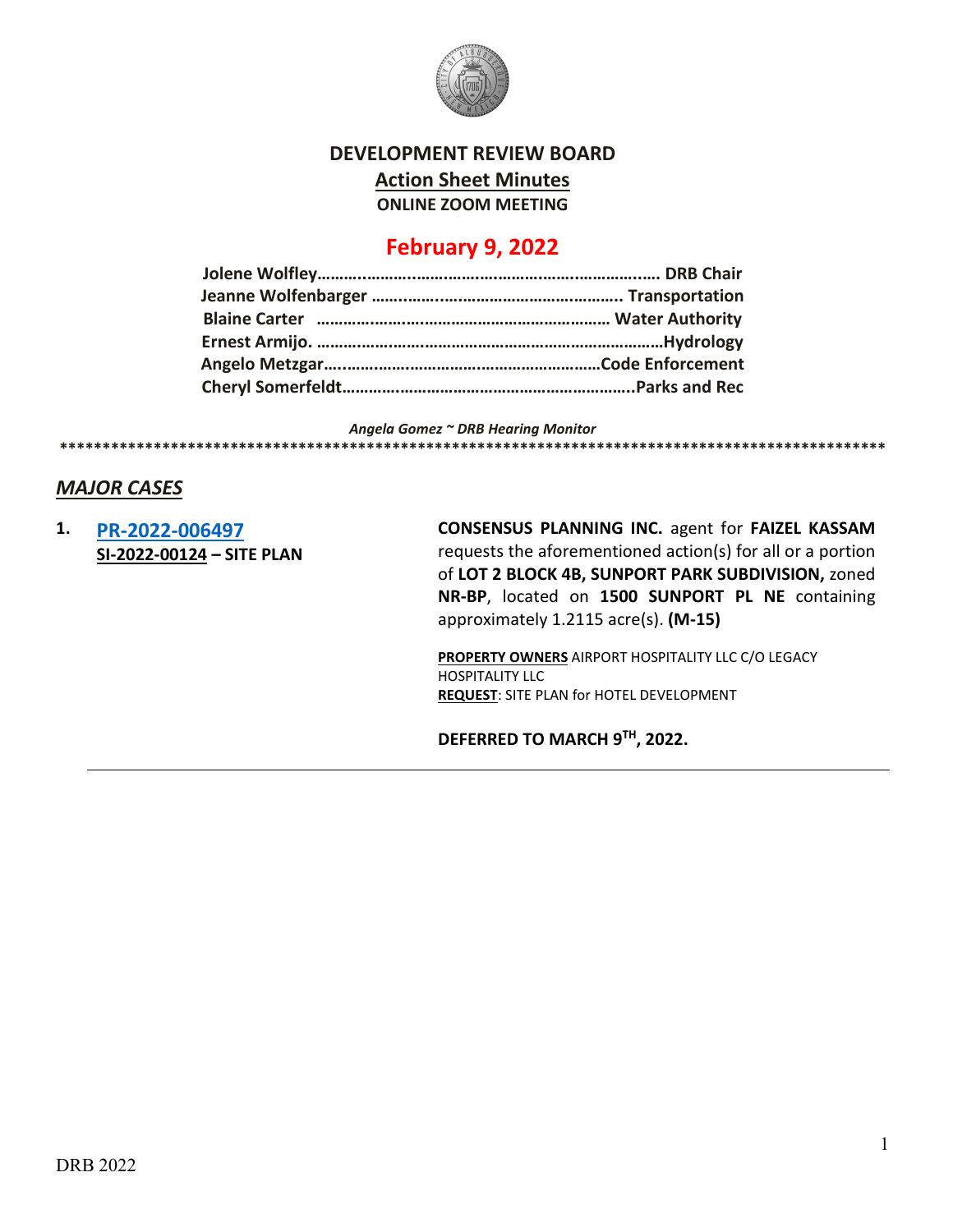# DEVELOPMENT REVIEW BOARD

## Action Sheet Minutes

### ONLINE ZOOM MEETING

## February 9, 2022

**Jolene Wolfley…………………………………………………………… DRB Chair**
**Jeanne Wolfenbarger ……………………………………………… Transportation**
**Blaine Carter ……………………………………………………… Water Authority**
**Ernest Armijo. ………………………………………………………………Hydrology**
**Angelo Metzgar………………………………………………………Code Enforcement**
**Cheryl Somerfeldt…………………………………………………………..Parks and Rec**

*Angela Gomez ~ DRB Hearing Monitor*

****************************************************************************************************

## *MAJOR CASES*

**1.** **PR-2022-006497**
**SI-2022-00124 – SITE PLAN**

**CONSENSUS PLANNING INC.** agent for **FAIZEL KASSAM** requests the aforementioned action(s) for all or a portion of **LOT 2 BLOCK 4B, SUNPORT PARK SUBDIVISION,** zoned **NR-BP**, located on **1500 SUNPORT PL NE** containing approximately 1.2115 acre(s). **(M-15)**

**PROPERTY OWNERS** AIRPORT HOSPITALITY LLC C/O LEGACY HOSPITALITY LLC
**REQUEST**: SITE PLAN for HOTEL DEVELOPMENT

**DEFERRED TO MARCH 9TH, 2022.**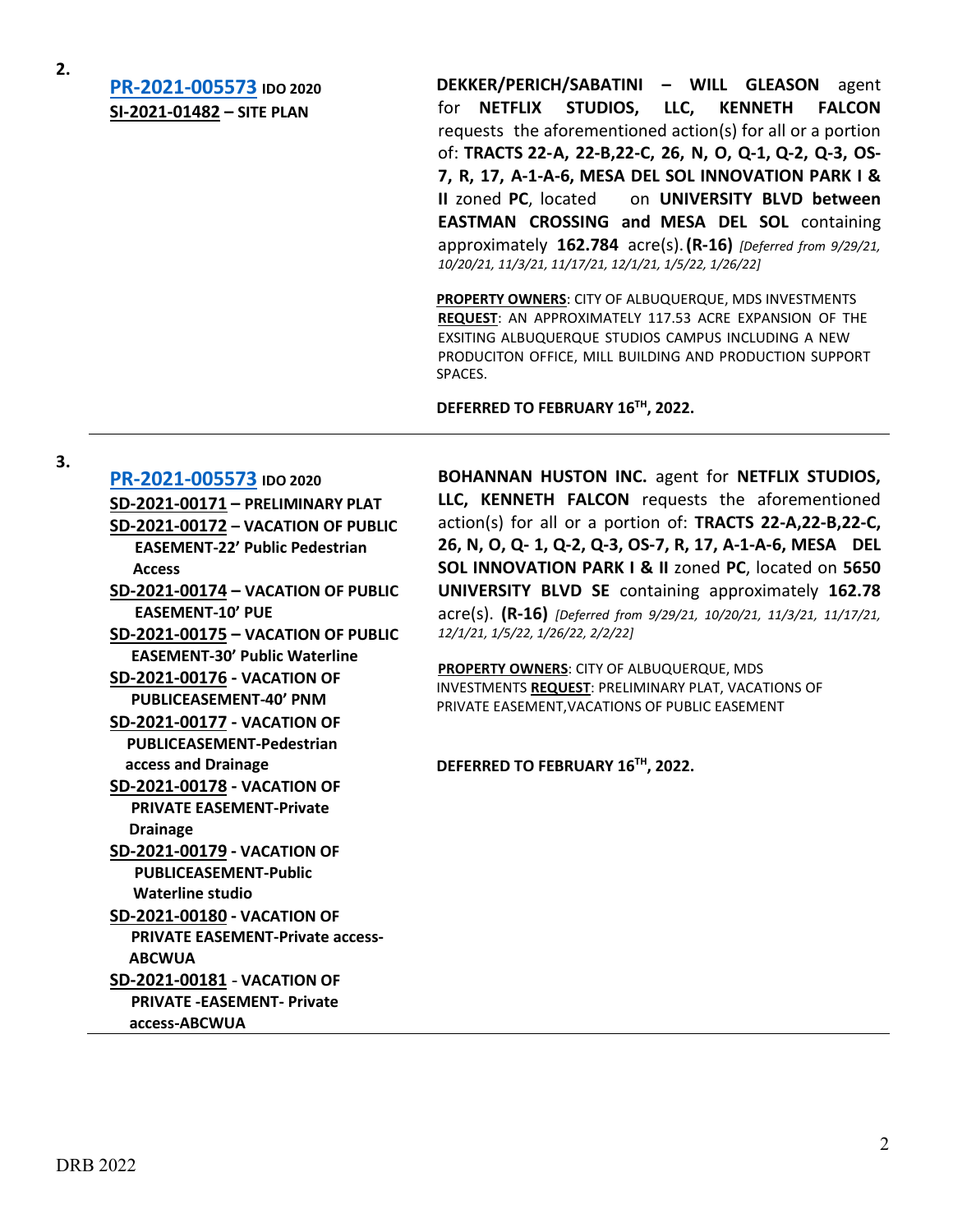2.

**PR-2021-005573** **IDO 2020**
**SI-2021-01482 – SITE PLAN**

**DEKKER/PERICH/SABATINI – WILL GLEASON** agent for **NETFLIX STUDIOS, LLC, KENNETH FALCON** requests the aforementioned action(s) for all or a portion of: **TRACTS 22-A, 22-B,22-C, 26, N, O, Q-1, Q-2, Q-3, OS-7, R, 17, A-1-A-6, MESA DEL SOL INNOVATION PARK I & II** zoned **PC**, located on **UNIVERSITY BLVD between EASTMAN CROSSING and MESA DEL SOL** containing approximately **162.784** acre(s). **(R-16)** *[Deferred from 9/29/21, 10/20/21, 11/3/21, 11/17/21, 12/1/21, 1/5/22, 1/26/22]*

**PROPERTY OWNERS**: CITY OF ALBUQUERQUE, MDS INVESTMENTS
**REQUEST**: AN APPROXIMATELY 117.53 ACRE EXPANSION OF THE EXSITING ALBUQUERQUE STUDIOS CAMPUS INCLUDING A NEW PRODUCITON OFFICE, MILL BUILDING AND PRODUCTION SUPPORT SPACES.

**DEFERRED TO FEBRUARY 16TH, 2022.**

---

3.

**PR-2021-005573** **IDO 2020**
**SD-2021-00171 – PRELIMINARY PLAT**
**SD-2021-00172 – VACATION OF PUBLIC EASEMENT-22' Public Pedestrian Access**
**SD-2021-00174 – VACATION OF PUBLIC EASEMENT-10' PUE**
**SD-2021-00175 – VACATION OF PUBLIC EASEMENT-30' Public Waterline**
**SD-2021-00176 - VACATION OF PUBLICEASEMENT-40' PNM**
**SD-2021-00177 - VACATION OF PUBLICEASEMENT-Pedestrian access and Drainage**
**SD-2021-00178 - VACATION OF PRIVATE EASEMENT-Private Drainage**
**SD-2021-00179 - VACATION OF PUBLICEASEMENT-Public Waterline studio**
**SD-2021-00180 - VACATION OF PRIVATE EASEMENT-Private access-ABCWUA**
**SD-2021-00181 - VACATION OF PRIVATE -EASEMENT- Private access-ABCWUA**

**BOHANNAN HUSTON INC.** agent for **NETFLIX STUDIOS, LLC, KENNETH FALCON** requests the aforementioned action(s) for all or a portion of: **TRACTS 22-A,22-B,22-C, 26, N, O, Q- 1, Q-2, Q-3, OS-7, R, 17, A-1-A-6, MESA DEL SOL INNOVATION PARK I & II** zoned **PC**, located on **5650 UNIVERSITY BLVD SE** containing approximately **162.78** acre(s). **(R-16)** *[Deferred from 9/29/21, 10/20/21, 11/3/21, 11/17/21, 12/1/21, 1/5/22, 1/26/22, 2/2/22]*

**PROPERTY OWNERS**: CITY OF ALBUQUERQUE, MDS INVESTMENTS **REQUEST**: PRELIMINARY PLAT, VACATIONS OF PRIVATE EASEMENT,VACATIONS OF PUBLIC EASEMENT

**DEFERRED TO FEBRUARY 16TH, 2022.**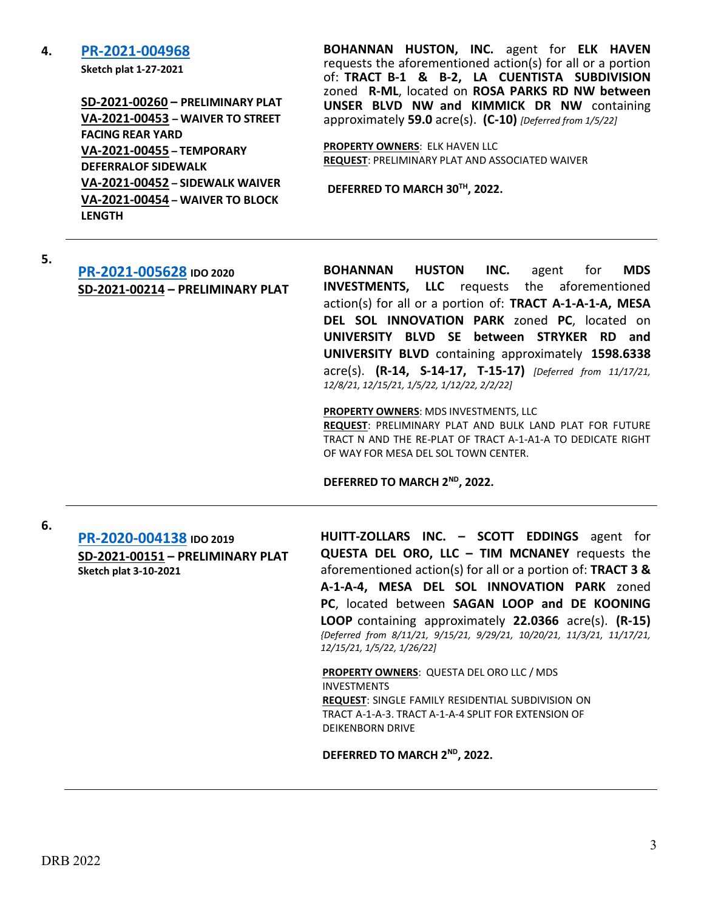4. **PR-2021-004968**
**Sketch plat 1-27-2021**

**SD-2021-00260 – PRELIMINARY PLAT**
**VA-2021-00453 – WAIVER TO STREET FACING REAR YARD**
**VA-2021-00455 – TEMPORARY DEFERRALOF SIDEWALK**
**VA-2021-00452 – SIDEWALK WAIVER**
**VA-2021-00454 – WAIVER TO BLOCK LENGTH**

**BOHANNAN HUSTON, INC.** agent for **ELK HAVEN** requests the aforementioned action(s) for all or a portion of: **TRACT B-1 & B-2, LA CUENTISTA SUBDIVISION** zoned **R-ML**, located on **ROSA PARKS RD NW between UNSER BLVD NW and KIMMICK DR NW** containing approximately **59.0** acre(s). **(C-10)** *[Deferred from 1/5/22]*

**PROPERTY OWNERS**: ELK HAVEN LLC
**REQUEST**: PRELIMINARY PLAT AND ASSOCIATED WAIVER

**DEFERRED TO MARCH 30TH, 2022.**

---

5. **PR-2021-005628** **IDO 2020**
**SD-2021-00214 – PRELIMINARY PLAT**

**BOHANNAN HUSTON INC.** agent for **MDS INVESTMENTS, LLC** requests the aforementioned action(s) for all or a portion of: **TRACT A-1-A-1-A, MESA DEL SOL INNOVATION PARK** zoned **PC**, located on **UNIVERSITY BLVD SE between STRYKER RD and UNIVERSITY BLVD** containing approximately **1598.6338** acre(s). **(R-14, S-14-17, T-15-17)** *[Deferred from 11/17/21, 12/8/21, 12/15/21, 1/5/22, 1/12/22, 2/2/22]*

**PROPERTY OWNERS**: MDS INVESTMENTS, LLC
**REQUEST**: PRELIMINARY PLAT AND BULK LAND PLAT FOR FUTURE TRACT N AND THE RE-PLAT OF TRACT A-1-A1-A TO DEDICATE RIGHT OF WAY FOR MESA DEL SOL TOWN CENTER.

**DEFERRED TO MARCH 2ND, 2022.**

---

6. **PR-2020-004138** **IDO 2019**
**SD-2021-00151 – PRELIMINARY PLAT**
**Sketch plat 3-10-2021**

**HUITT-ZOLLARS INC. – SCOTT EDDINGS** agent for **QUESTA DEL ORO, LLC – TIM MCNANEY** requests the aforementioned action(s) for all or a portion of: **TRACT 3 & A-1-A-4, MESA DEL SOL INNOVATION PARK** zoned **PC**, located between **SAGAN LOOP and DE KOONING LOOP** containing approximately **22.0366** acre(s). **(R-15)** *{Deferred from 8/11/21, 9/15/21, 9/29/21, 10/20/21, 11/3/21, 11/17/21, 12/15/21, 1/5/22, 1/26/22]*

**PROPERTY OWNERS**: QUESTA DEL ORO LLC / MDS INVESTMENTS
**REQUEST**: SINGLE FAMILY RESIDENTIAL SUBDIVISION ON TRACT A-1-A-3. TRACT A-1-A-4 SPLIT FOR EXTENSION OF DEIKENBORN DRIVE

**DEFERRED TO MARCH 2ND, 2022.**

---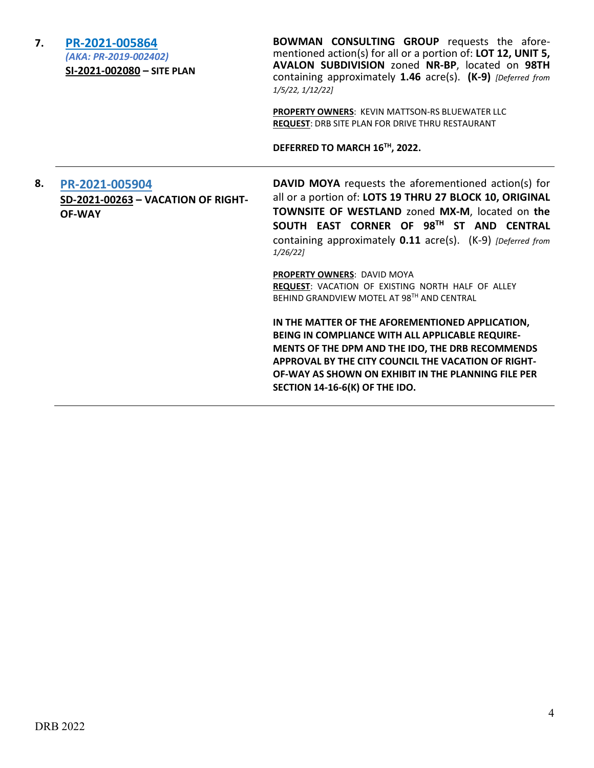7. **[PR-2021-005864](#)**
   *(AKA: PR-2019-002402)*
   **SI-2021-002080 – SITE PLAN**

**BOWMAN CONSULTING GROUP** requests the aforementioned action(s) for all or a portion of: **LOT 12, UNIT 5, AVALON SUBDIVISION** zoned **NR-BP**, located on **98TH** containing approximately **1.46** acre(s). **(K-9)** *[Deferred from 1/5/22, 1/12/22]*

**PROPERTY OWNERS**: KEVIN MATTSON-RS BLUEWATER LLC
**REQUEST**: DRB SITE PLAN FOR DRIVE THRU RESTAURANT

**DEFERRED TO MARCH 16TH, 2022.**

---

8. **[PR-2021-005904](#)**
   **SD-2021-00263 – VACATION OF RIGHT-OF-WAY**

**DAVID MOYA** requests the aforementioned action(s) for all or a portion of: **LOTS 19 THRU 27 BLOCK 10, ORIGINAL TOWNSITE OF WESTLAND** zoned **MX-M**, located on **the SOUTH EAST CORNER OF 98TH ST AND CENTRAL** containing approximately **0.11** acre(s). (K-9) *[Deferred from 1/26/22]*

**PROPERTY OWNERS**: DAVID MOYA
**REQUEST**: VACATION OF EXISTING NORTH HALF OF ALLEY BEHIND GRANDVIEW MOTEL AT 98TH AND CENTRAL

**IN THE MATTER OF THE AFOREMENTIONED APPLICATION, BEING IN COMPLIANCE WITH ALL APPLICABLE REQUIREMENTS OF THE DPM AND THE IDO, THE DRB RECOMMENDS APPROVAL BY THE CITY COUNCIL THE VACATION OF RIGHT-OF-WAY AS SHOWN ON EXHIBIT IN THE PLANNING FILE PER SECTION 14-16-6(K) OF THE IDO.**

---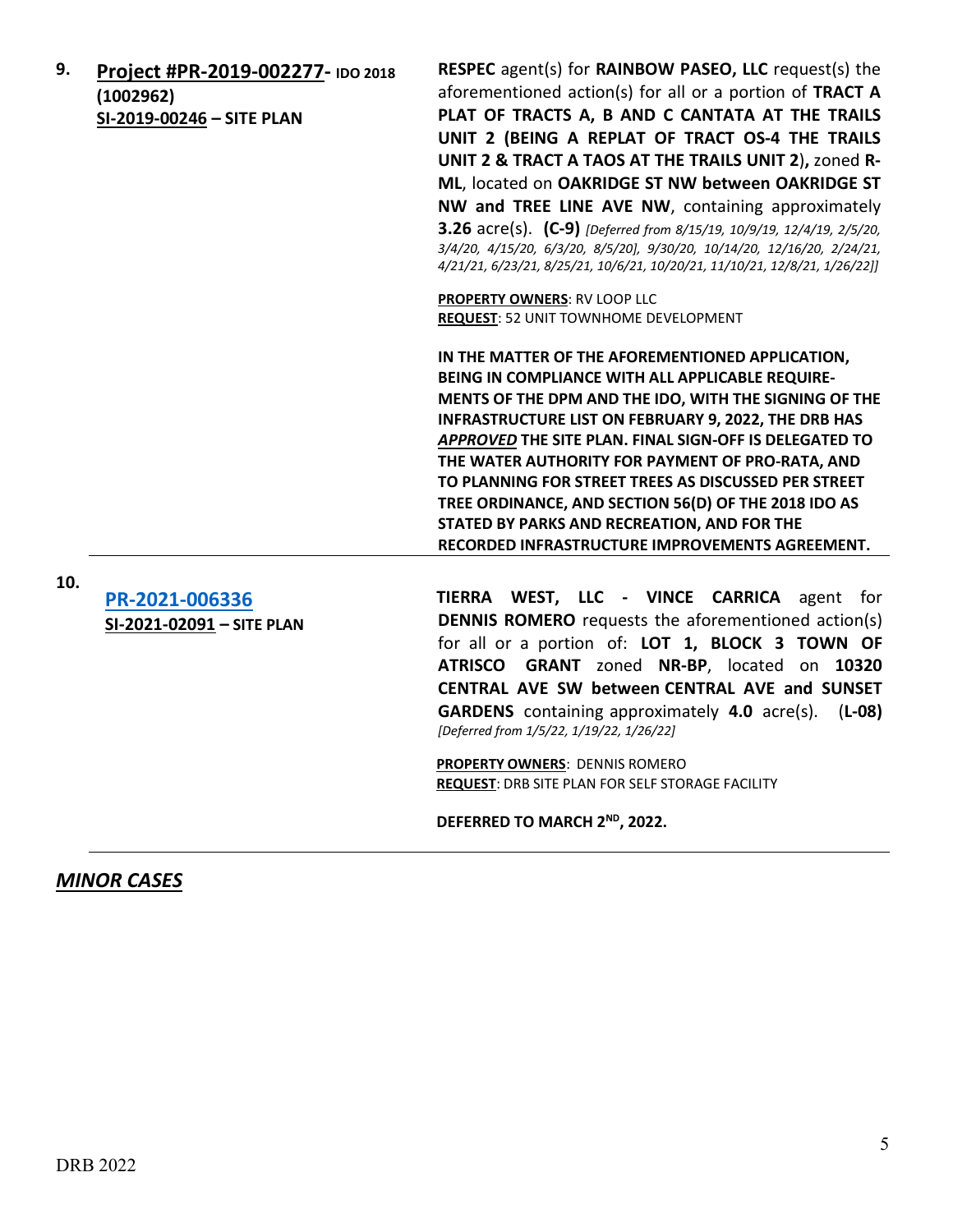| | | |
|---|---|---|
| 9. | **Project #PR-2019-002277- IDO 2018 (1002962)**<br>**SI-2019-00246 – SITE PLAN** | **RESPEC** agent(s) for **RAINBOW PASEO, LLC** request(s) the aforementioned action(s) for all or a portion of **TRACT A PLAT OF TRACTS A, B AND C CANTATA AT THE TRAILS UNIT 2 (BEING A REPLAT OF TRACT OS-4 THE TRAILS UNIT 2 & TRACT A TAOS AT THE TRAILS UNIT 2**)**,** zoned **R-ML**, located on **OAKRIDGE ST NW between OAKRIDGE ST NW and TREE LINE AVE NW**, containing approximately **3.26** acre(s). **(C-9)** *[Deferred from 8/15/19, 10/9/19, 12/4/19, 2/5/20, 3/4/20, 4/15/20, 6/3/20, 8/5/20], 9/30/20, 10/14/20, 12/16/20, 2/24/21, 4/21/21, 6/23/21, 8/25/21, 10/6/21, 10/20/21, 11/10/21, 12/8/21, 1/26/22]]*<br><br>**PROPERTY OWNERS**: RV LOOP LLC<br>**REQUEST**: 52 UNIT TOWNHOME DEVELOPMENT<br><br>**IN THE MATTER OF THE AFOREMENTIONED APPLICATION, BEING IN COMPLIANCE WITH ALL APPLICABLE REQUIRE-MENTS OF THE DPM AND THE IDO, WITH THE SIGNING OF THE INFRASTRUCTURE LIST ON FEBRUARY 9, 2022, THE DRB HAS *APPROVED* THE SITE PLAN. FINAL SIGN-OFF IS DELEGATED TO THE WATER AUTHORITY FOR PAYMENT OF PRO-RATA, AND TO PLANNING FOR STREET TREES AS DISCUSSED PER STREET TREE ORDINANCE, AND SECTION 56(D) OF THE 2018 IDO AS STATED BY PARKS AND RECREATION, AND FOR THE RECORDED INFRASTRUCTURE IMPROVEMENTS AGREEMENT.** |
| 10. | **PR-2021-006336**<br>**SI-2021-02091 – SITE PLAN** | **TIERRA WEST, LLC - VINCE CARRICA** agent for **DENNIS ROMERO** requests the aforementioned action(s) for all or a portion of: **LOT 1, BLOCK 3 TOWN OF ATRISCO GRANT** zoned **NR-BP**, located on **10320 CENTRAL AVE SW between CENTRAL AVE and SUNSET GARDENS** containing approximately **4.0** acre(s). (**L-08)** *[Deferred from 1/5/22, 1/19/22, 1/26/22]*<br><br>**PROPERTY OWNERS**: DENNIS ROMERO<br>**REQUEST**: DRB SITE PLAN FOR SELF STORAGE FACILITY<br><br>**DEFERRED TO MARCH 2ND, 2022.** |

## *MINOR CASES*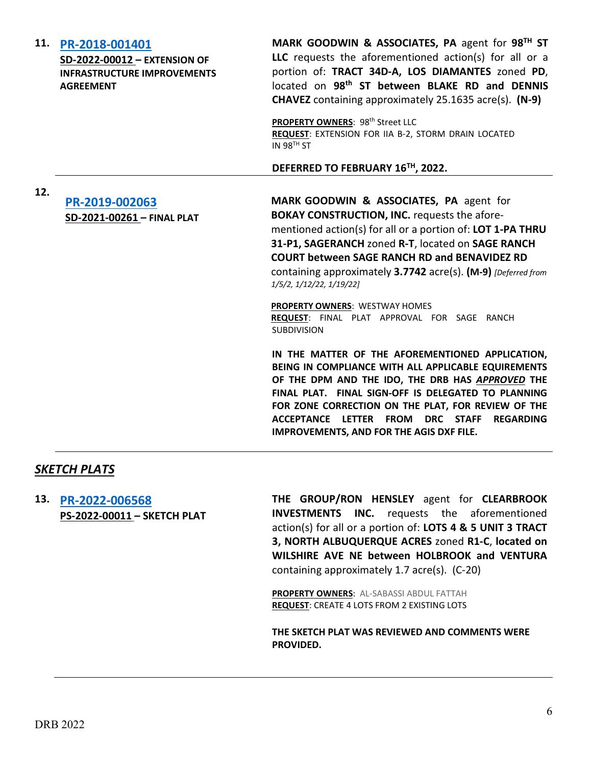**11. PR-2018-001401**
**SD-2022-00012 – EXTENSION OF INFRASTRUCTURE IMPROVEMENTS AGREEMENT**

**MARK GOODWIN & ASSOCIATES, PA** agent for **98TH ST LLC** requests the aforementioned action(s) for all or a portion of: **TRACT 34D-A, LOS DIAMANTES** zoned **PD**, located on **98th ST between BLAKE RD and DENNIS CHAVEZ** containing approximately 25.1635 acre(s). **(N-9)**

**PROPERTY OWNERS**: 98th Street LLC
**REQUEST**: EXTENSION FOR IIA B-2, STORM DRAIN LOCATED IN 98TH ST

**DEFERRED TO FEBRUARY 16TH, 2022.**

---

**12. PR-2019-002063**
**SD-2021-00261 – FINAL PLAT**

**MARK GOODWIN & ASSOCIATES, PA** agent for **BOKAY CONSTRUCTION, INC.** requests the aforementioned action(s) for all or a portion of: **LOT 1-PA THRU 31-P1, SAGERANCH** zoned **R-T**, located on **SAGE RANCH COURT between SAGE RANCH RD and BENAVIDEZ RD** containing approximately **3.7742** acre(s). **(M-9)** *[Deferred from 1/5/2, 1/12/22, 1/19/22]*

**PROPERTY OWNERS**: WESTWAY HOMES
**REQUEST**: FINAL PLAT APPROVAL FOR SAGE RANCH SUBDIVISION

**IN THE MATTER OF THE AFOREMENTIONED APPLICATION, BEING IN COMPLIANCE WITH ALL APPLICABLE EQUIREMENTS OF THE DPM AND THE IDO, THE DRB HAS *APPROVED* THE FINAL PLAT. FINAL SIGN-OFF IS DELEGATED TO PLANNING FOR ZONE CORRECTION ON THE PLAT, FOR REVIEW OF THE ACCEPTANCE LETTER FROM DRC STAFF REGARDING IMPROVEMENTS, AND FOR THE AGIS DXF FILE.**

---

## *SKETCH PLATS*

**13. PR-2022-006568**
**PS-2022-00011 – SKETCH PLAT**

**THE GROUP/RON HENSLEY** agent for **CLEARBROOK INVESTMENTS INC.** requests the aforementioned action(s) for all or a portion of: **LOTS 4 & 5 UNIT 3 TRACT 3, NORTH ALBUQUERQUE ACRES** zoned **R1-C**, **located on WILSHIRE AVE NE between HOLBROOK and VENTURA** containing approximately 1.7 acre(s). (C-20)

**PROPERTY OWNERS**: AL-SABASSI ABDUL FATTAH
**REQUEST**: CREATE 4 LOTS FROM 2 EXISTING LOTS

**THE SKETCH PLAT WAS REVIEWED AND COMMENTS WERE PROVIDED.**

---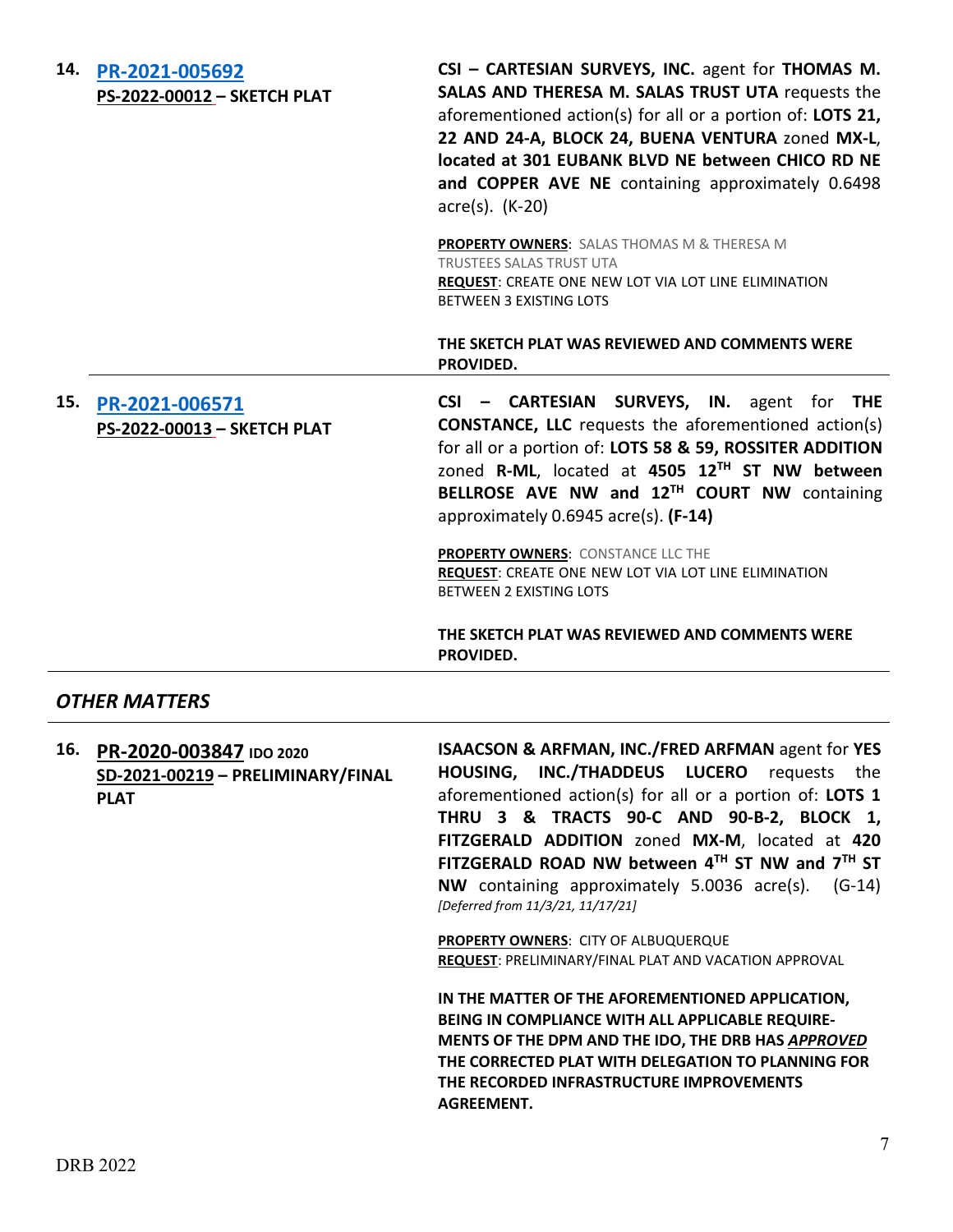**14. PR-2021-005692**
**PS-2022-00012 – SKETCH PLAT**

**CSI – CARTESIAN SURVEYS, INC.** agent for **THOMAS M. SALAS AND THERESA M. SALAS TRUST UTA** requests the aforementioned action(s) for all or a portion of: **LOTS 21, 22 AND 24-A, BLOCK 24, BUENA VENTURA** zoned **MX-L**, **located at 301 EUBANK BLVD NE between CHICO RD NE and COPPER AVE NE** containing approximately 0.6498 acre(s). (K-20)

**PROPERTY OWNERS**: SALAS THOMAS M & THERESA M TRUSTEES SALAS TRUST UTA
**REQUEST**: CREATE ONE NEW LOT VIA LOT LINE ELIMINATION BETWEEN 3 EXISTING LOTS

**THE SKETCH PLAT WAS REVIEWED AND COMMENTS WERE PROVIDED.**

---

**15. PR-2021-006571**
**PS-2022-00013 – SKETCH PLAT**

**CSI – CARTESIAN SURVEYS, IN.** agent for **THE CONSTANCE, LLC** requests the aforementioned action(s) for all or a portion of: **LOTS 58 & 59, ROSSITER ADDITION** zoned **R-ML**, located at **4505 12TH ST NW between BELLROSE AVE NW and 12TH COURT NW** containing approximately 0.6945 acre(s). **(F-14)**

**PROPERTY OWNERS**: CONSTANCE LLC THE
**REQUEST**: CREATE ONE NEW LOT VIA LOT LINE ELIMINATION BETWEEN 2 EXISTING LOTS

**THE SKETCH PLAT WAS REVIEWED AND COMMENTS WERE PROVIDED.**

---

## *OTHER MATTERS*

---

**16. PR-2020-003847 IDO 2020**
**SD-2021-00219 – PRELIMINARY/FINAL PLAT**

**ISAACSON & ARFMAN, INC./FRED ARFMAN** agent for **YES HOUSING, INC./THADDEUS LUCERO** requests the aforementioned action(s) for all or a portion of: **LOTS 1 THRU 3 & TRACTS 90-C AND 90-B-2, BLOCK 1, FITZGERALD ADDITION** zoned **MX-M**, located at **420 FITZGERALD ROAD NW between 4TH ST NW and 7TH ST NW** containing approximately 5.0036 acre(s). (G-14)
*[Deferred from 11/3/21, 11/17/21]*

**PROPERTY OWNERS**: CITY OF ALBUQUERQUE
**REQUEST**: PRELIMINARY/FINAL PLAT AND VACATION APPROVAL

**IN THE MATTER OF THE AFOREMENTIONED APPLICATION, BEING IN COMPLIANCE WITH ALL APPLICABLE REQUIREMENTS OF THE DPM AND THE IDO, THE DRB HAS *APPROVED* THE CORRECTED PLAT WITH DELEGATION TO PLANNING FOR THE RECORDED INFRASTRUCTURE IMPROVEMENTS AGREEMENT.**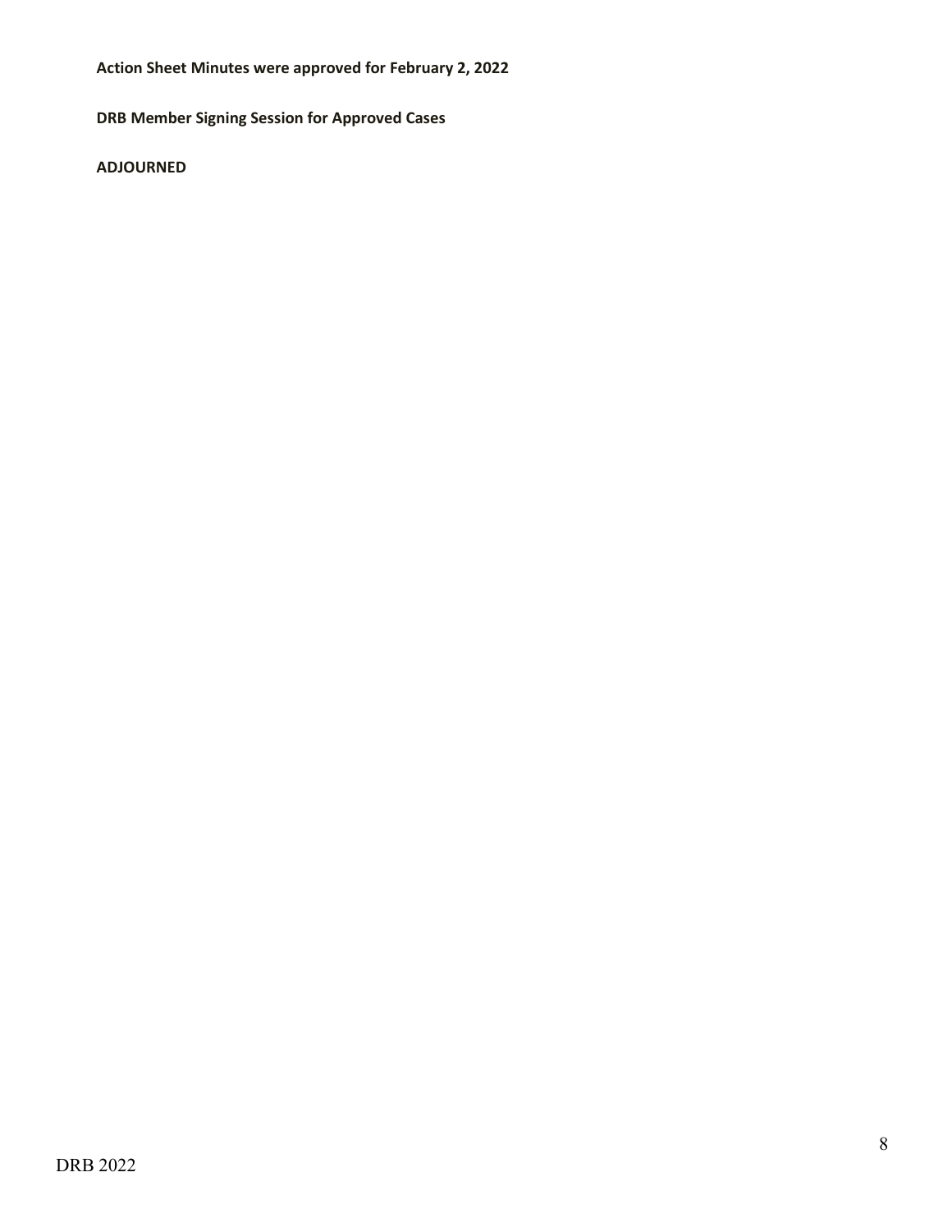**Action Sheet Minutes were approved for February 2, 2022**

**DRB Member Signing Session for Approved Cases**

**ADJOURNED**